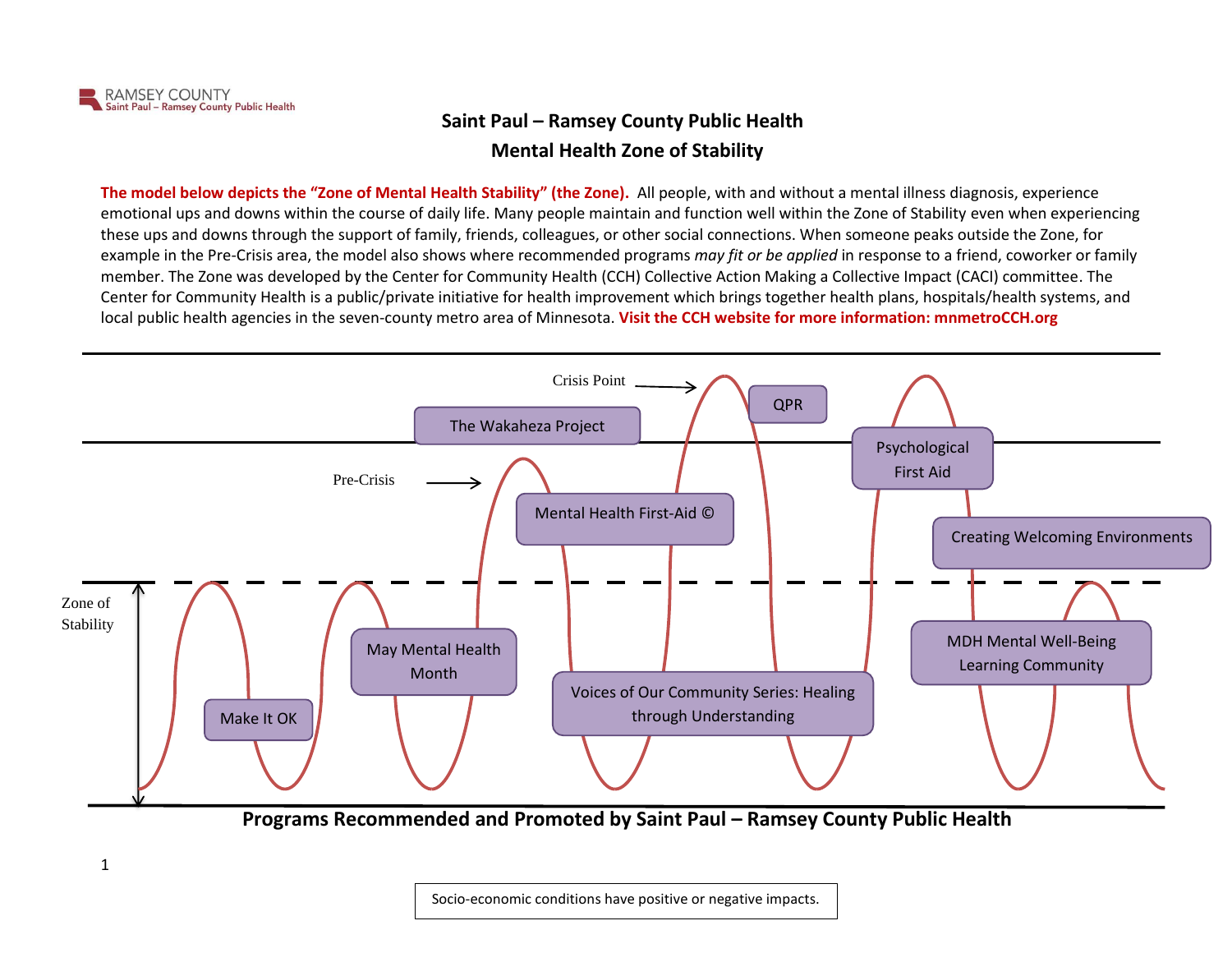RAMSEY COUNTY
Saint Paul – Ramsey County Public Health

## Saint Paul – Ramsey County Public Health
## Mental Health Zone of Stability

**The model below depicts the "Zone of Mental Health Stability" (the Zone).** All people, with and without a mental illness diagnosis, experience emotional ups and downs within the course of daily life. Many people maintain and function well within the Zone of Stability even when experiencing these ups and downs through the support of family, friends, colleagues, or other social connections. When someone peaks outside the Zone, for example in the Pre-Crisis area, the model also shows where recommended programs *may fit or be applied* in response to a friend, coworker or family member. The Zone was developed by the Center for Community Health (CCH) Collective Action Making a Collective Impact (CACI) committee. The Center for Community Health is a public/private initiative for health improvement which brings together health plans, hospitals/health systems, and local public health agencies in the seven-county metro area of Minnesota. **Visit the CCH website for more information: mnmetroCCH.org**

Crisis Point

Pre-Crisis

Zone of Stability

- The Wakaheza Project
- QPR
- Psychological First Aid
- Mental Health First-Aid ©
- Creating Welcoming Environments
- Make It OK
- May Mental Health Month
- Voices of Our Community Series: Healing through Understanding
- MDH Mental Well-Being Learning Community

**Programs Recommended and Promoted by Saint Paul – Ramsey County Public Health**

Socio-economic conditions have positive or negative impacts.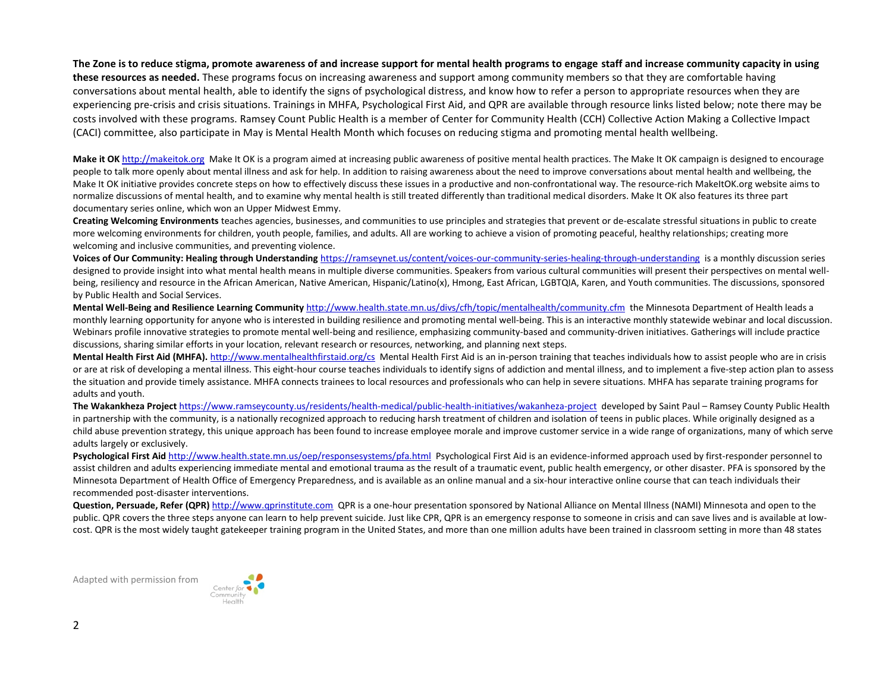**The Zone is to reduce stigma, promote awareness of and increase support for mental health programs to engage staff and increase community capacity in using these resources as needed.** These programs focus on increasing awareness and support among community members so that they are comfortable having conversations about mental health, able to identify the signs of psychological distress, and know how to refer a person to appropriate resources when they are experiencing pre-crisis and crisis situations. Trainings in MHFA, Psychological First Aid, and QPR are available through resource links listed below; note there may be costs involved with these programs. Ramsey Count Public Health is a member of Center for Community Health (CCH) Collective Action Making a Collective Impact (CACI) committee, also participate in May is Mental Health Month which focuses on reducing stigma and promoting mental health wellbeing.

**Make it OK** http://makeitok.org Make It OK is a program aimed at increasing public awareness of positive mental health practices. The Make It OK campaign is designed to encourage people to talk more openly about mental illness and ask for help. In addition to raising awareness about the need to improve conversations about mental health and wellbeing, the Make It OK initiative provides concrete steps on how to effectively discuss these issues in a productive and non-confrontational way. The resource-rich MakeItOK.org website aims to normalize discussions of mental health, and to examine why mental health is still treated differently than traditional medical disorders. Make It OK also features its three part documentary series online, which won an Upper Midwest Emmy.

**Creating Welcoming Environments** teaches agencies, businesses, and communities to use principles and strategies that prevent or de-escalate stressful situations in public to create more welcoming environments for children, youth people, families, and adults. All are working to achieve a vision of promoting peaceful, healthy relationships; creating more welcoming and inclusive communities, and preventing violence.

**Voices of Our Community: Healing through Understanding** https://ramseynet.us/content/voices-our-community-series-healing-through-understanding is a monthly discussion series designed to provide insight into what mental health means in multiple diverse communities. Speakers from various cultural communities will present their perspectives on mental well-being, resiliency and resource in the African American, Native American, Hispanic/Latino(x), Hmong, East African, LGBTQIA, Karen, and Youth communities. The discussions, sponsored by Public Health and Social Services.

**Mental Well-Being and Resilience Learning Community** http://www.health.state.mn.us/divs/cfh/topic/mentalhealth/community.cfm the Minnesota Department of Health leads a monthly learning opportunity for anyone who is interested in building resilience and promoting mental well-being. This is an interactive monthly statewide webinar and local discussion. Webinars profile innovative strategies to promote mental well-being and resilience, emphasizing community-based and community-driven initiatives. Gatherings will include practice discussions, sharing similar efforts in your location, relevant research or resources, networking, and planning next steps.

**Mental Health First Aid (MHFA).** http://www.mentalhealthfirstaid.org/cs Mental Health First Aid is an in-person training that teaches individuals how to assist people who are in crisis or are at risk of developing a mental illness. This eight-hour course teaches individuals to identify signs of addiction and mental illness, and to implement a five-step action plan to assess the situation and provide timely assistance. MHFA connects trainees to local resources and professionals who can help in severe situations. MHFA has separate training programs for adults and youth.

**The Wakankheza Project** https://www.ramseycounty.us/residents/health-medical/public-health-initiatives/wakanheza-project developed by Saint Paul – Ramsey County Public Health in partnership with the community, is a nationally recognized approach to reducing harsh treatment of children and isolation of teens in public places. While originally designed as a child abuse prevention strategy, this unique approach has been found to increase employee morale and improve customer service in a wide range of organizations, many of which serve adults largely or exclusively.

**Psychological First Aid** http://www.health.state.mn.us/oep/responsesystems/pfa.html Psychological First Aid is an evidence-informed approach used by first-responder personnel to assist children and adults experiencing immediate mental and emotional trauma as the result of a traumatic event, public health emergency, or other disaster. PFA is sponsored by the Minnesota Department of Health Office of Emergency Preparedness, and is available as an online manual and a six-hour interactive online course that can teach individuals their recommended post-disaster interventions.

**Question, Persuade, Refer (QPR)** http://www.qprinstitute.com QPR is a one-hour presentation sponsored by National Alliance on Mental Illness (NAMI) Minnesota and open to the public. QPR covers the three steps anyone can learn to help prevent suicide. Just like CPR, QPR is an emergency response to someone in crisis and can save lives and is available at low-cost. QPR is the most widely taught gatekeeper training program in the United States, and more than one million adults have been trained in classroom setting in more than 48 states

Adapted with permission from Center for Community Health